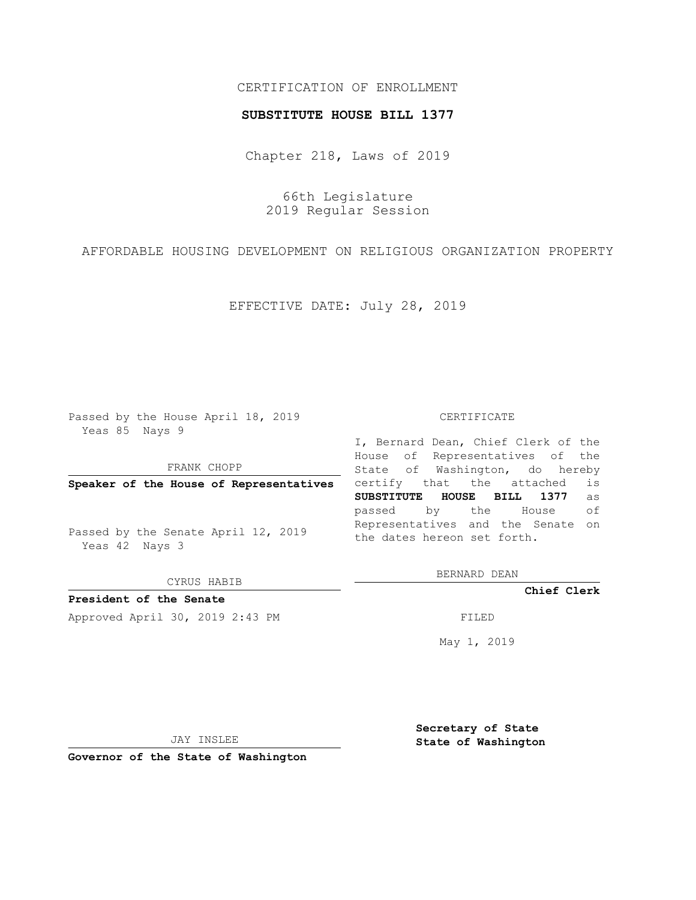CERTIFICATION OF ENROLLMENT

**SUBSTITUTE HOUSE BILL 1377**

Chapter 218, Laws of 2019

66th Legislature
2019 Regular Session

AFFORDABLE HOUSING DEVELOPMENT ON RELIGIOUS ORGANIZATION PROPERTY

EFFECTIVE DATE: July 28, 2019

Passed by the House April 18, 2019
Yeas 85 Nays 9

FRANK CHOPP

**Speaker of the House of Representatives**

Passed by the Senate April 12, 2019
Yeas 42 Nays 3

CYRUS HABIB

**President of the Senate**

Approved April 30, 2019 2:43 PM

JAY INSLEE

**Governor of the State of Washington**

CERTIFICATE

I, Bernard Dean, Chief Clerk of the House of Representatives of the State of Washington, do hereby certify that the attached is **SUBSTITUTE HOUSE BILL 1377** as passed by the House of Representatives and the Senate on the dates hereon set forth.

BERNARD DEAN

**Chief Clerk**

FILED

May 1, 2019

**Secretary of State**
**State of Washington**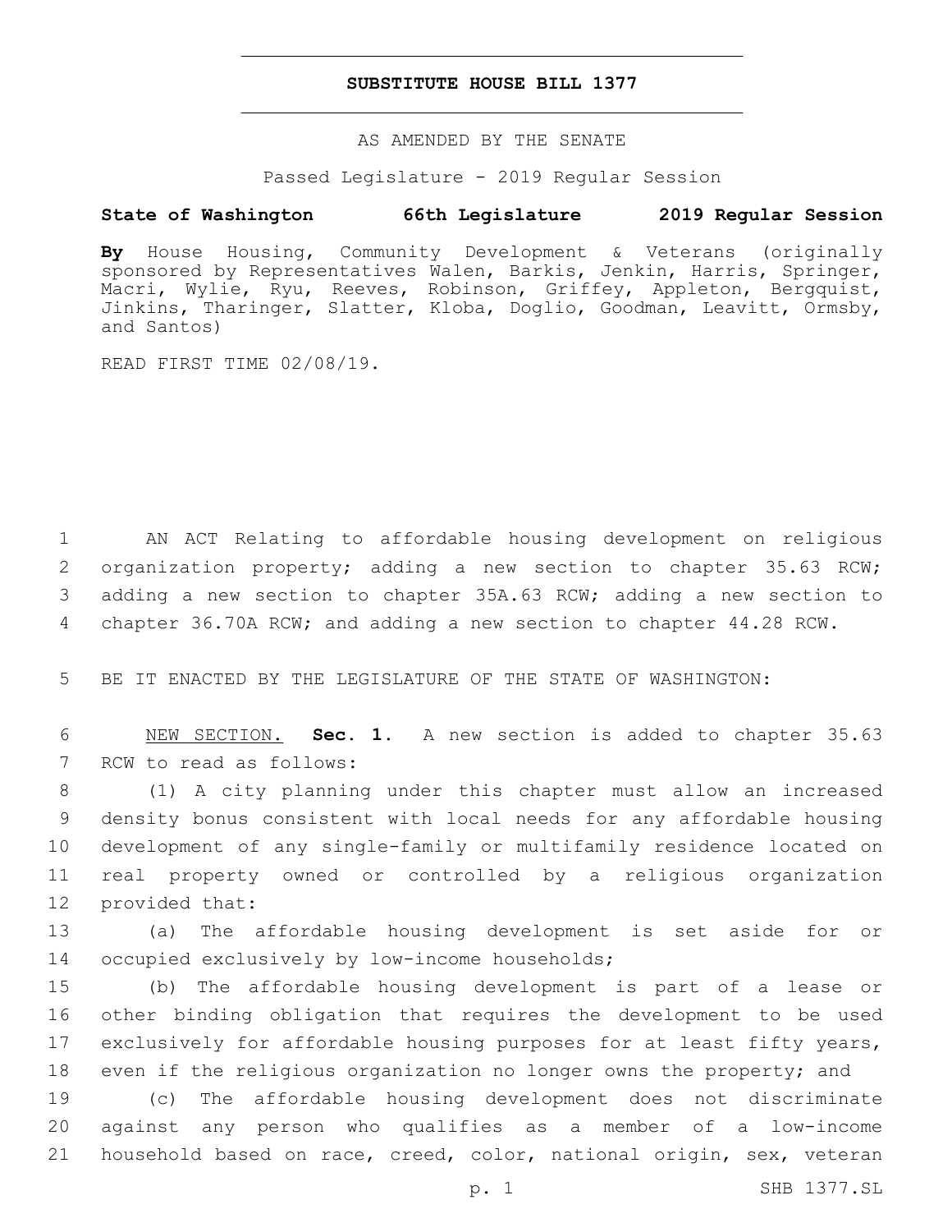# SUBSTITUTE HOUSE BILL 1377

AS AMENDED BY THE SENATE

Passed Legislature - 2019 Regular Session

**State of Washington 66th Legislature 2019 Regular Session**

**By** House Housing, Community Development & Veterans (originally sponsored by Representatives Walen, Barkis, Jenkin, Harris, Springer, Macri, Wylie, Ryu, Reeves, Robinson, Griffey, Appleton, Bergquist, Jinkins, Tharinger, Slatter, Kloba, Doglio, Goodman, Leavitt, Ormsby, and Santos)

READ FIRST TIME 02/08/19.

1 AN ACT Relating to affordable housing development on religious
2 organization property; adding a new section to chapter 35.63 RCW;
3 adding a new section to chapter 35A.63 RCW; adding a new section to
4 chapter 36.70A RCW; and adding a new section to chapter 44.28 RCW.

5 BE IT ENACTED BY THE LEGISLATURE OF THE STATE OF WASHINGTON:

6 NEW SECTION. **Sec. 1.** A new section is added to chapter 35.63
7 RCW to read as follows:

8 (1) A city planning under this chapter must allow an increased
9 density bonus consistent with local needs for any affordable housing
10 development of any single-family or multifamily residence located on
11 real property owned or controlled by a religious organization
12 provided that:

13 (a) The affordable housing development is set aside for or
14 occupied exclusively by low-income households;

15 (b) The affordable housing development is part of a lease or
16 other binding obligation that requires the development to be used
17 exclusively for affordable housing purposes for at least fifty years,
18 even if the religious organization no longer owns the property; and

19 (c) The affordable housing development does not discriminate
20 against any person who qualifies as a member of a low-income
21 household based on race, creed, color, national origin, sex, veteran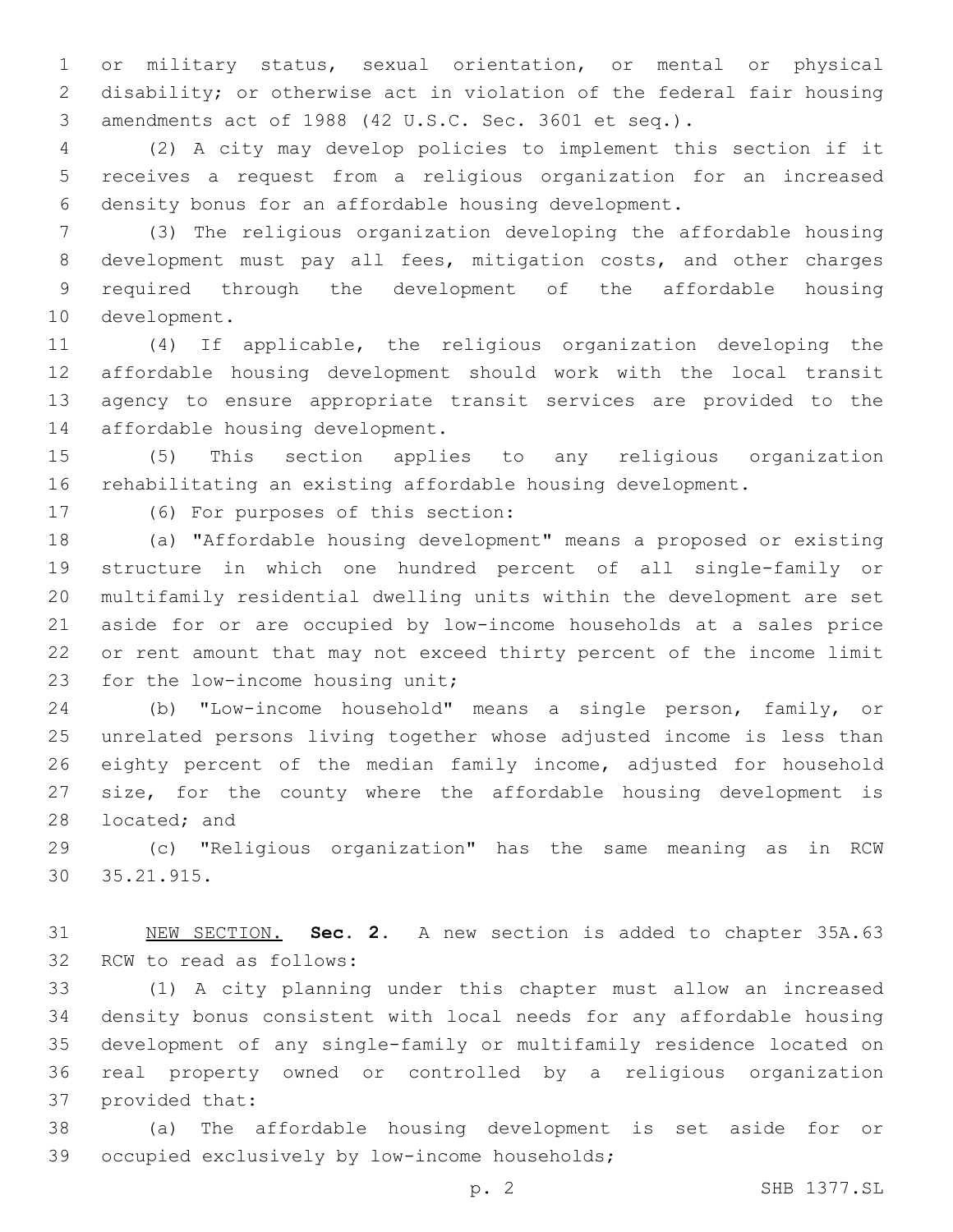or military status, sexual orientation, or mental or physical disability; or otherwise act in violation of the federal fair housing amendments act of 1988 (42 U.S.C. Sec. 3601 et seq.).

(2) A city may develop policies to implement this section if it receives a request from a religious organization for an increased density bonus for an affordable housing development.

(3) The religious organization developing the affordable housing development must pay all fees, mitigation costs, and other charges required through the development of the affordable housing development.

(4) If applicable, the religious organization developing the affordable housing development should work with the local transit agency to ensure appropriate transit services are provided to the affordable housing development.

(5) This section applies to any religious organization rehabilitating an existing affordable housing development.

(6) For purposes of this section:

(a) "Affordable housing development" means a proposed or existing structure in which one hundred percent of all single-family or multifamily residential dwelling units within the development are set aside for or are occupied by low-income households at a sales price or rent amount that may not exceed thirty percent of the income limit for the low-income housing unit;

(b) "Low-income household" means a single person, family, or unrelated persons living together whose adjusted income is less than eighty percent of the median family income, adjusted for household size, for the county where the affordable housing development is located; and

(c) "Religious organization" has the same meaning as in RCW 35.21.915.

NEW SECTION. **Sec. 2.** A new section is added to chapter 35A.63 RCW to read as follows:

(1) A city planning under this chapter must allow an increased density bonus consistent with local needs for any affordable housing development of any single-family or multifamily residence located on real property owned or controlled by a religious organization provided that:

(a) The affordable housing development is set aside for or occupied exclusively by low-income households;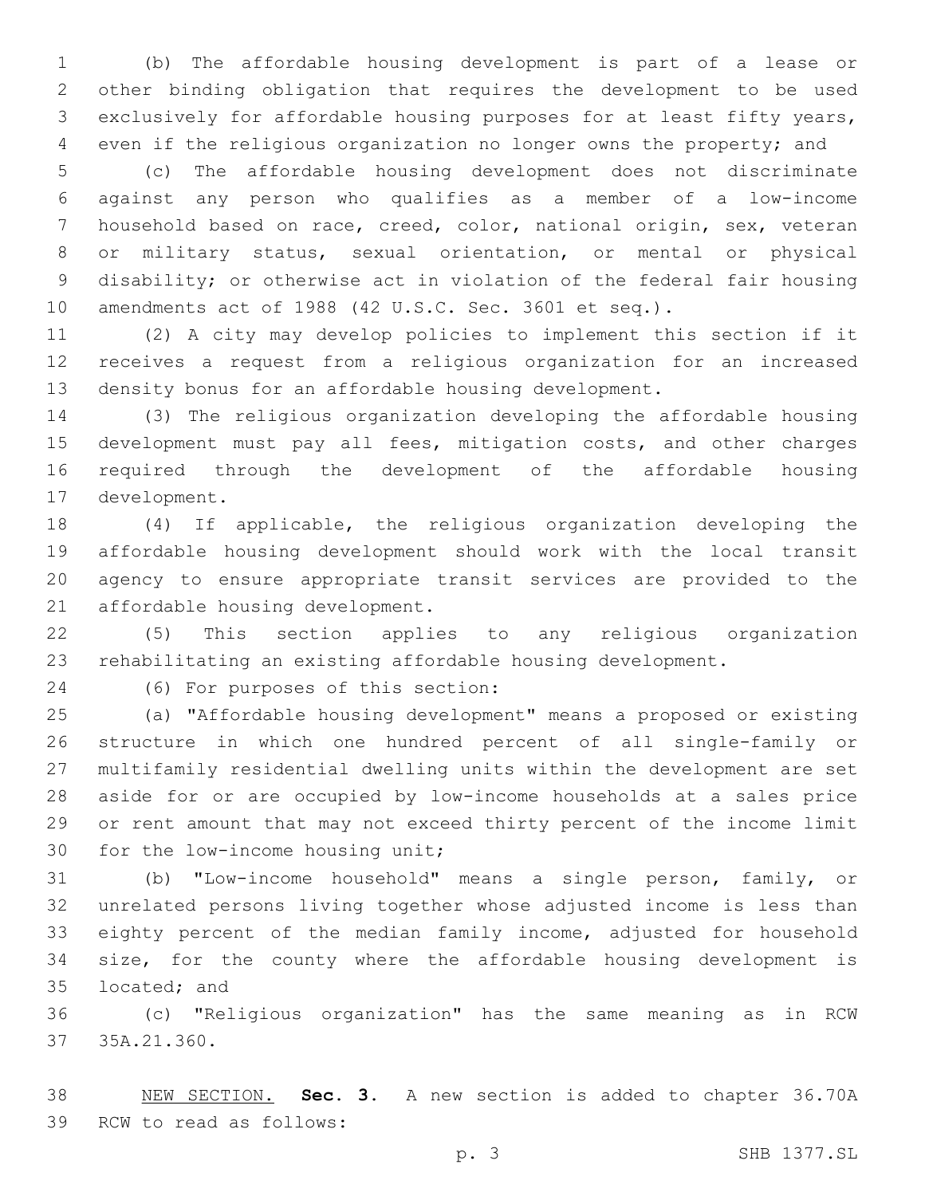(b) The affordable housing development is part of a lease or other binding obligation that requires the development to be used exclusively for affordable housing purposes for at least fifty years, even if the religious organization no longer owns the property; and

(c) The affordable housing development does not discriminate against any person who qualifies as a member of a low-income household based on race, creed, color, national origin, sex, veteran or military status, sexual orientation, or mental or physical disability; or otherwise act in violation of the federal fair housing amendments act of 1988 (42 U.S.C. Sec. 3601 et seq.).

(2) A city may develop policies to implement this section if it receives a request from a religious organization for an increased density bonus for an affordable housing development.

(3) The religious organization developing the affordable housing development must pay all fees, mitigation costs, and other charges required through the development of the affordable housing development.

(4) If applicable, the religious organization developing the affordable housing development should work with the local transit agency to ensure appropriate transit services are provided to the affordable housing development.

(5) This section applies to any religious organization rehabilitating an existing affordable housing development.

(6) For purposes of this section:

(a) "Affordable housing development" means a proposed or existing structure in which one hundred percent of all single-family or multifamily residential dwelling units within the development are set aside for or are occupied by low-income households at a sales price or rent amount that may not exceed thirty percent of the income limit for the low-income housing unit;

(b) "Low-income household" means a single person, family, or unrelated persons living together whose adjusted income is less than eighty percent of the median family income, adjusted for household size, for the county where the affordable housing development is located; and

(c) "Religious organization" has the same meaning as in RCW 35A.21.360.

NEW SECTION. **Sec. 3.** A new section is added to chapter 36.70A RCW to read as follows: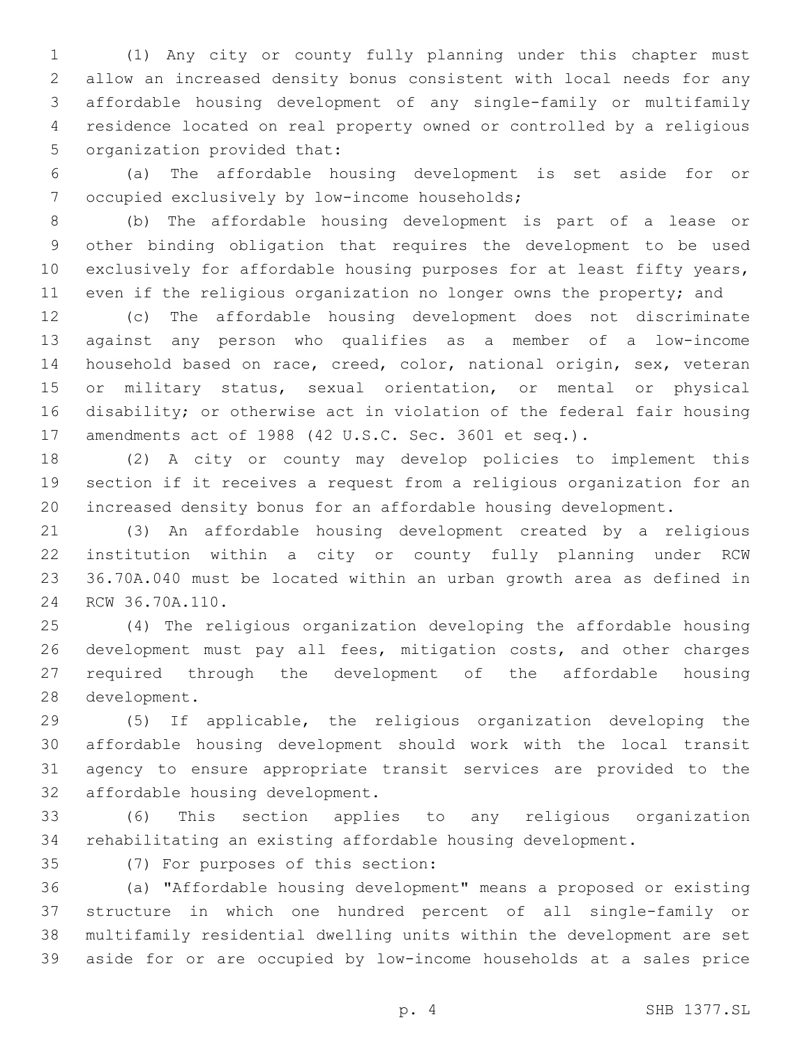(1) Any city or county fully planning under this chapter must allow an increased density bonus consistent with local needs for any affordable housing development of any single-family or multifamily residence located on real property owned or controlled by a religious organization provided that:

(a) The affordable housing development is set aside for or occupied exclusively by low-income households;

(b) The affordable housing development is part of a lease or other binding obligation that requires the development to be used exclusively for affordable housing purposes for at least fifty years, even if the religious organization no longer owns the property; and

(c) The affordable housing development does not discriminate against any person who qualifies as a member of a low-income household based on race, creed, color, national origin, sex, veteran or military status, sexual orientation, or mental or physical disability; or otherwise act in violation of the federal fair housing amendments act of 1988 (42 U.S.C. Sec. 3601 et seq.).

(2) A city or county may develop policies to implement this section if it receives a request from a religious organization for an increased density bonus for an affordable housing development.

(3) An affordable housing development created by a religious institution within a city or county fully planning under RCW 36.70A.040 must be located within an urban growth area as defined in RCW 36.70A.110.

(4) The religious organization developing the affordable housing development must pay all fees, mitigation costs, and other charges required through the development of the affordable housing development.

(5) If applicable, the religious organization developing the affordable housing development should work with the local transit agency to ensure appropriate transit services are provided to the affordable housing development.

(6) This section applies to any religious organization rehabilitating an existing affordable housing development.

(7) For purposes of this section:

(a) "Affordable housing development" means a proposed or existing structure in which one hundred percent of all single-family or multifamily residential dwelling units within the development are set aside for or are occupied by low-income households at a sales price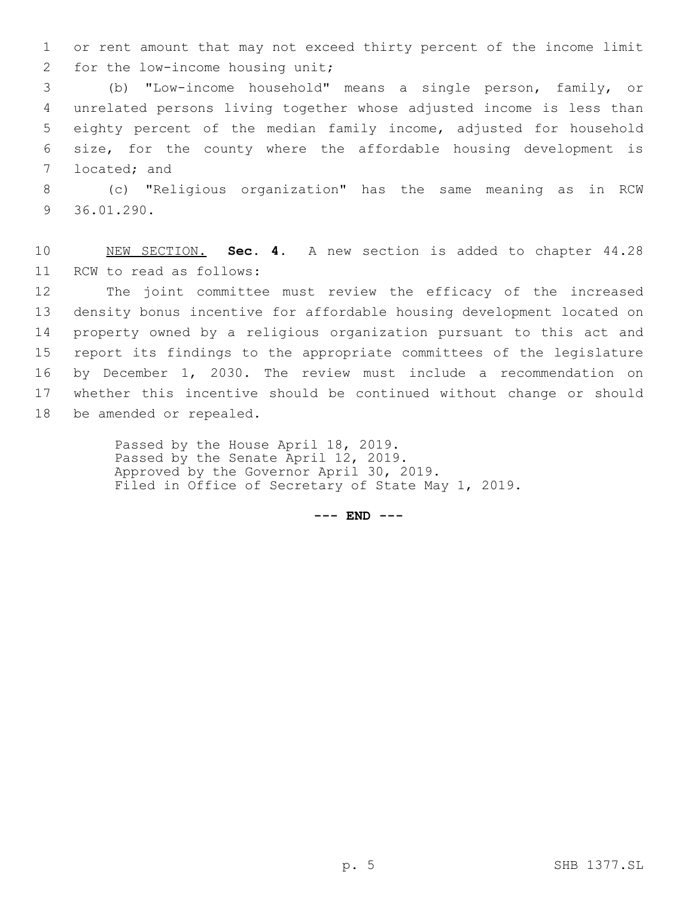or rent amount that may not exceed thirty percent of the income limit for the low-income housing unit;

(b) "Low-income household" means a single person, family, or unrelated persons living together whose adjusted income is less than eighty percent of the median family income, adjusted for household size, for the county where the affordable housing development is located; and

(c) "Religious organization" has the same meaning as in RCW 36.01.290.

NEW SECTION. **Sec. 4.** A new section is added to chapter 44.28 RCW to read as follows:

The joint committee must review the efficacy of the increased density bonus incentive for affordable housing development located on property owned by a religious organization pursuant to this act and report its findings to the appropriate committees of the legislature by December 1, 2030. The review must include a recommendation on whether this incentive should be continued without change or should be amended or repealed.

Passed by the House April 18, 2019.
Passed by the Senate April 12, 2019.
Approved by the Governor April 30, 2019.
Filed in Office of Secretary of State May 1, 2019.

**--- END ---**